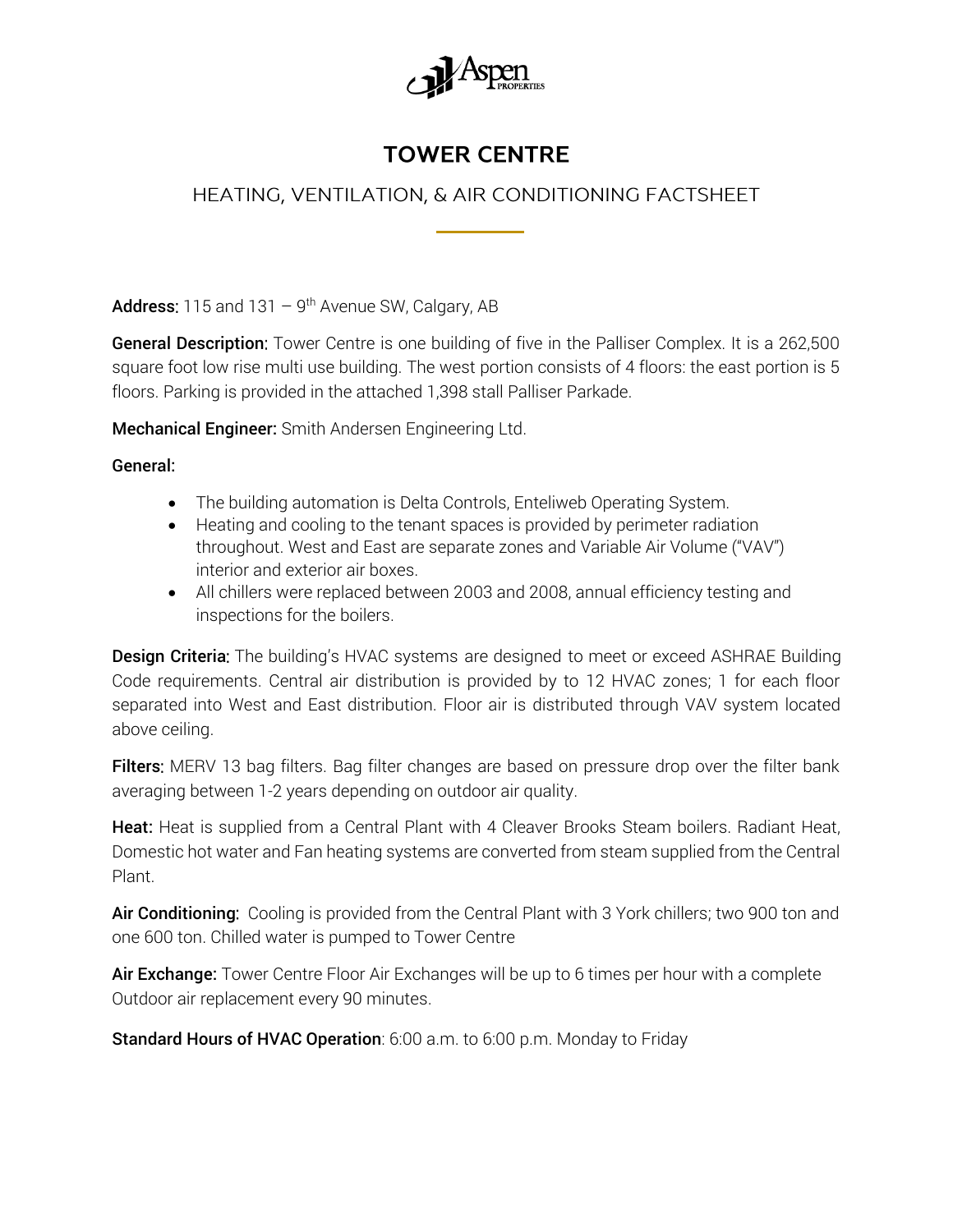# TOWER CENTRE

## HEATING, VENTILATION, & AIR CONDITIONING FACTSHEET

**Address:** 115 and 131 – 9th Avenue SW, Calgary, AB

**General Description:** Tower Centre is one building of five in the Palliser Complex. It is a 262,500 square foot low rise multi use building. The west portion consists of 4 floors: the east portion is 5 floors. Parking is provided in the attached 1,398 stall Palliser Parkade.

**Mechanical Engineer:** Smith Andersen Engineering Ltd.

**General:**

- The building automation is Delta Controls, Enteliweb Operating System.
- Heating and cooling to the tenant spaces is provided by perimeter radiation throughout. West and East are separate zones and Variable Air Volume ("VAV") interior and exterior air boxes.
- All chillers were replaced between 2003 and 2008, annual efficiency testing and inspections for the boilers.

**Design Criteria:** The building's HVAC systems are designed to meet or exceed ASHRAE Building Code requirements. Central air distribution is provided by to 12 HVAC zones; 1 for each floor separated into West and East distribution. Floor air is distributed through VAV system located above ceiling.

**Filters:** MERV 13 bag filters. Bag filter changes are based on pressure drop over the filter bank averaging between 1-2 years depending on outdoor air quality.

**Heat:** Heat is supplied from a Central Plant with 4 Cleaver Brooks Steam boilers. Radiant Heat, Domestic hot water and Fan heating systems are converted from steam supplied from the Central Plant.

**Air Conditioning:** Cooling is provided from the Central Plant with 3 York chillers; two 900 ton and one 600 ton. Chilled water is pumped to Tower Centre

**Air Exchange:** Tower Centre Floor Air Exchanges will be up to 6 times per hour with a complete Outdoor air replacement every 90 minutes.

**Standard Hours of HVAC Operation**: 6:00 a.m. to 6:00 p.m. Monday to Friday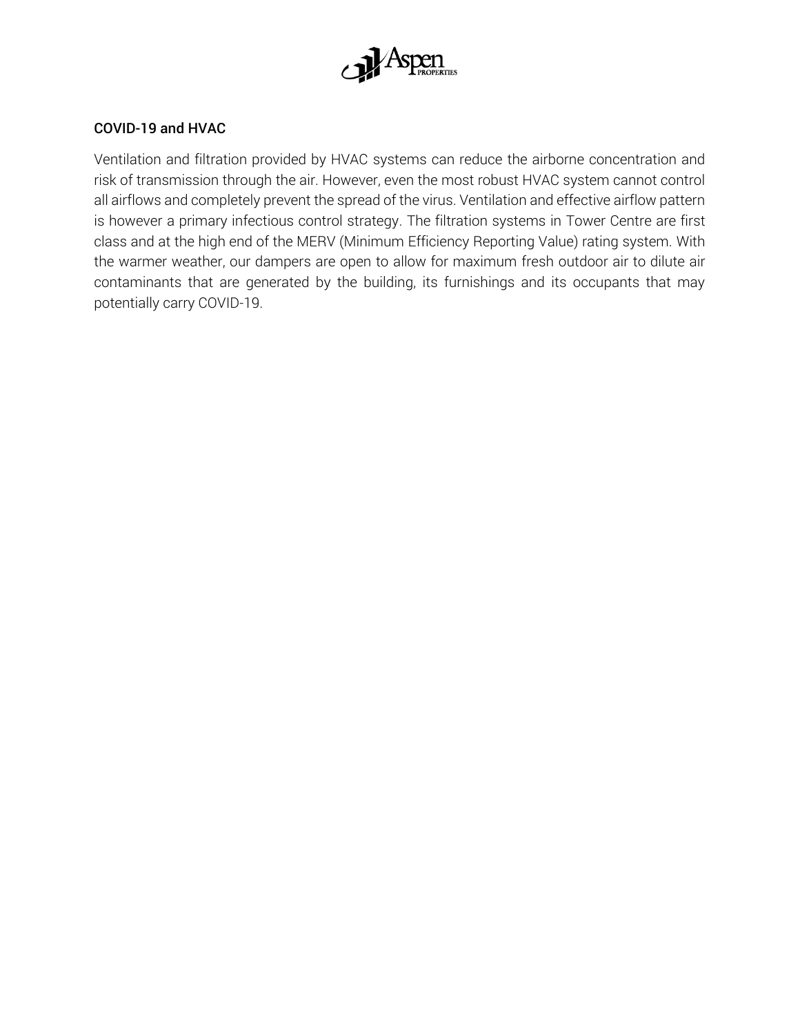## COVID-19 and HVAC

Ventilation and filtration provided by HVAC systems can reduce the airborne concentration and risk of transmission through the air. However, even the most robust HVAC system cannot control all airflows and completely prevent the spread of the virus. Ventilation and effective airflow pattern is however a primary infectious control strategy. The filtration systems in Tower Centre are first class and at the high end of the MERV (Minimum Efficiency Reporting Value) rating system. With the warmer weather, our dampers are open to allow for maximum fresh outdoor air to dilute air contaminants that are generated by the building, its furnishings and its occupants that may potentially carry COVID-19.